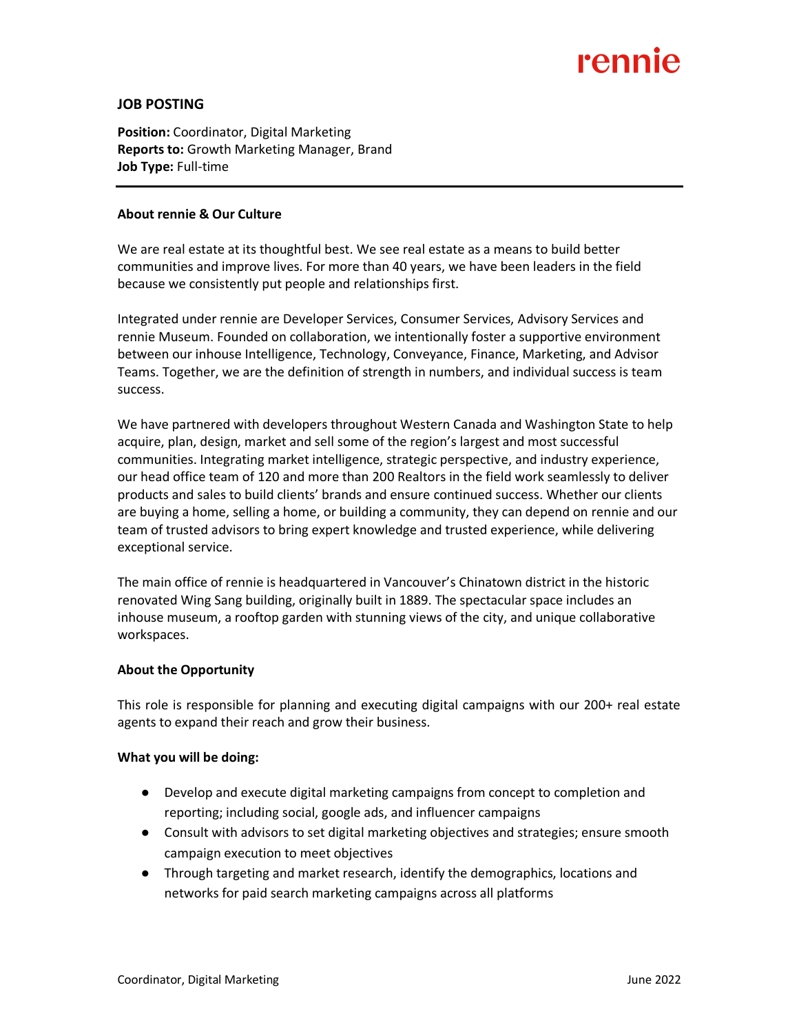rennie

## JOB POSTING

**Position:** Coordinator, Digital Marketing
**Reports to:** Growth Marketing Manager, Brand
**Job Type:** Full-time

---

### About rennie & Our Culture

We are real estate at its thoughtful best. We see real estate as a means to build better communities and improve lives. For more than 40 years, we have been leaders in the field because we consistently put people and relationships first.

Integrated under rennie are Developer Services, Consumer Services, Advisory Services and rennie Museum. Founded on collaboration, we intentionally foster a supportive environment between our inhouse Intelligence, Technology, Conveyance, Finance, Marketing, and Advisor Teams. Together, we are the definition of strength in numbers, and individual success is team success.

We have partnered with developers throughout Western Canada and Washington State to help acquire, plan, design, market and sell some of the region's largest and most successful communities. Integrating market intelligence, strategic perspective, and industry experience, our head office team of 120 and more than 200 Realtors in the field work seamlessly to deliver products and sales to build clients' brands and ensure continued success. Whether our clients are buying a home, selling a home, or building a community, they can depend on rennie and our team of trusted advisors to bring expert knowledge and trusted experience, while delivering exceptional service.

The main office of rennie is headquartered in Vancouver's Chinatown district in the historic renovated Wing Sang building, originally built in 1889. The spectacular space includes an inhouse museum, a rooftop garden with stunning views of the city, and unique collaborative workspaces.

### About the Opportunity

This role is responsible for planning and executing digital campaigns with our 200+ real estate agents to expand their reach and grow their business.

### What you will be doing:

- Develop and execute digital marketing campaigns from concept to completion and reporting; including social, google ads, and influencer campaigns
- Consult with advisors to set digital marketing objectives and strategies; ensure smooth campaign execution to meet objectives
- Through targeting and market research, identify the demographics, locations and networks for paid search marketing campaigns across all platforms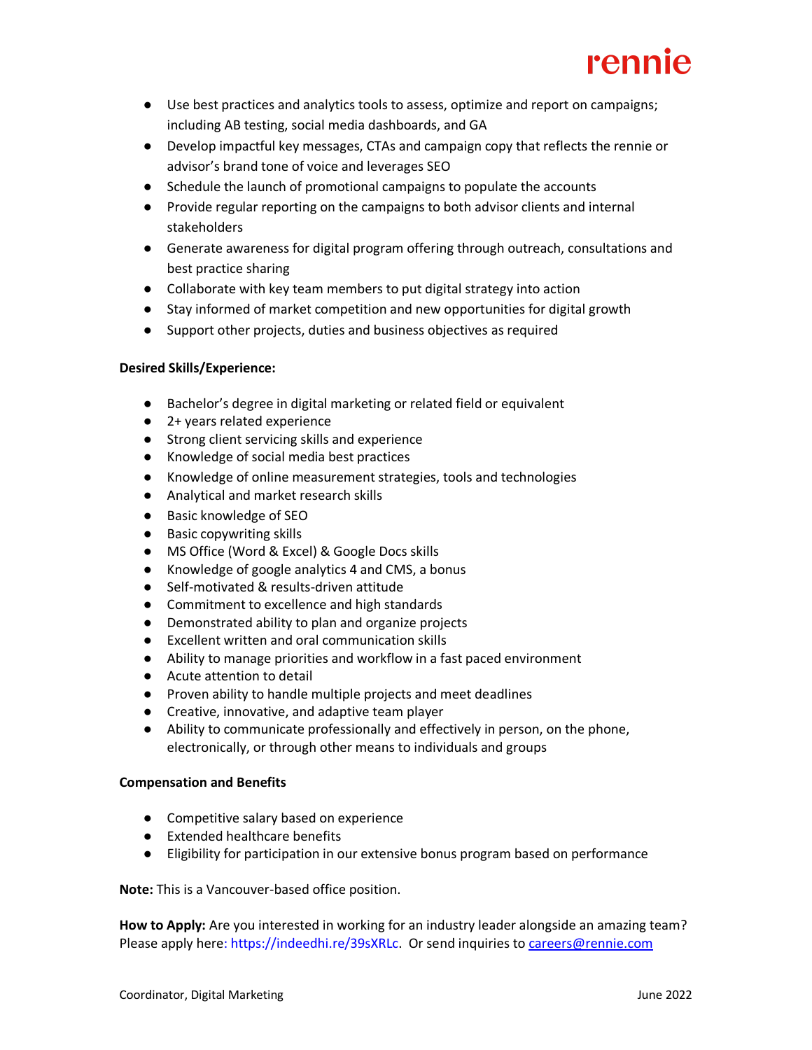- Use best practices and analytics tools to assess, optimize and report on campaigns; including AB testing, social media dashboards, and GA
- Develop impactful key messages, CTAs and campaign copy that reflects the rennie or advisor's brand tone of voice and leverages SEO
- Schedule the launch of promotional campaigns to populate the accounts
- Provide regular reporting on the campaigns to both advisor clients and internal stakeholders
- Generate awareness for digital program offering through outreach, consultations and best practice sharing
- Collaborate with key team members to put digital strategy into action
- Stay informed of market competition and new opportunities for digital growth
- Support other projects, duties and business objectives as required

**Desired Skills/Experience:**

- Bachelor's degree in digital marketing or related field or equivalent
- 2+ years related experience
- Strong client servicing skills and experience
- Knowledge of social media best practices
- Knowledge of online measurement strategies, tools and technologies
- Analytical and market research skills
- Basic knowledge of SEO
- Basic copywriting skills
- MS Office (Word & Excel) & Google Docs skills
- Knowledge of google analytics 4 and CMS, a bonus
- Self-motivated & results-driven attitude
- Commitment to excellence and high standards
- Demonstrated ability to plan and organize projects
- Excellent written and oral communication skills
- Ability to manage priorities and workflow in a fast paced environment
- Acute attention to detail
- Proven ability to handle multiple projects and meet deadlines
- Creative, innovative, and adaptive team player
- Ability to communicate professionally and effectively in person, on the phone, electronically, or through other means to individuals and groups

**Compensation and Benefits**

- Competitive salary based on experience
- Extended healthcare benefits
- Eligibility for participation in our extensive bonus program based on performance

**Note:** This is a Vancouver-based office position.

**How to Apply:** Are you interested in working for an industry leader alongside an amazing team? Please apply here: https://indeedhi.re/39sXRLc. Or send inquiries to careers@rennie.com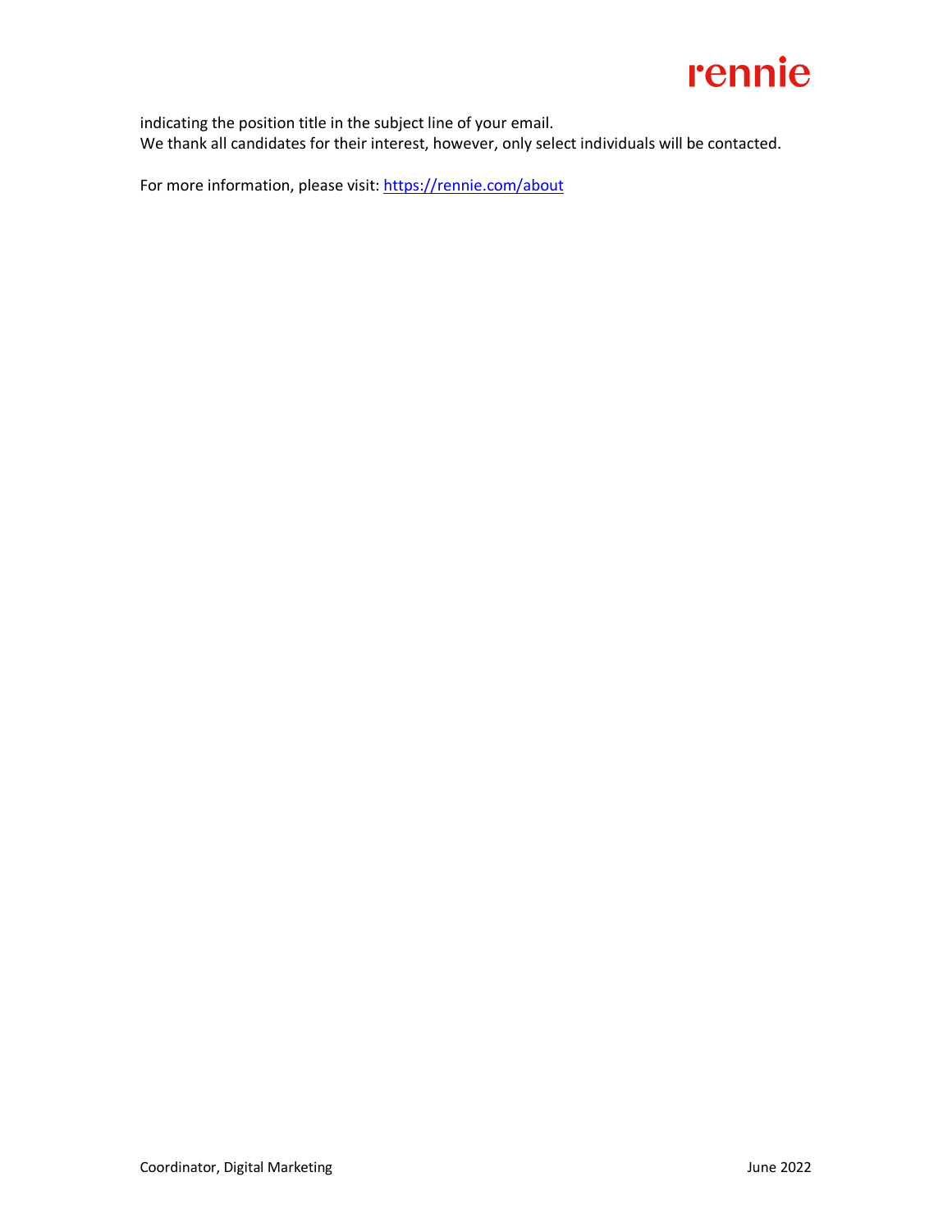indicating the position title in the subject line of your email.
We thank all candidates for their interest, however, only select individuals will be contacted.

For more information, please visit: [https://rennie.com/about](https://rennie.com/about)